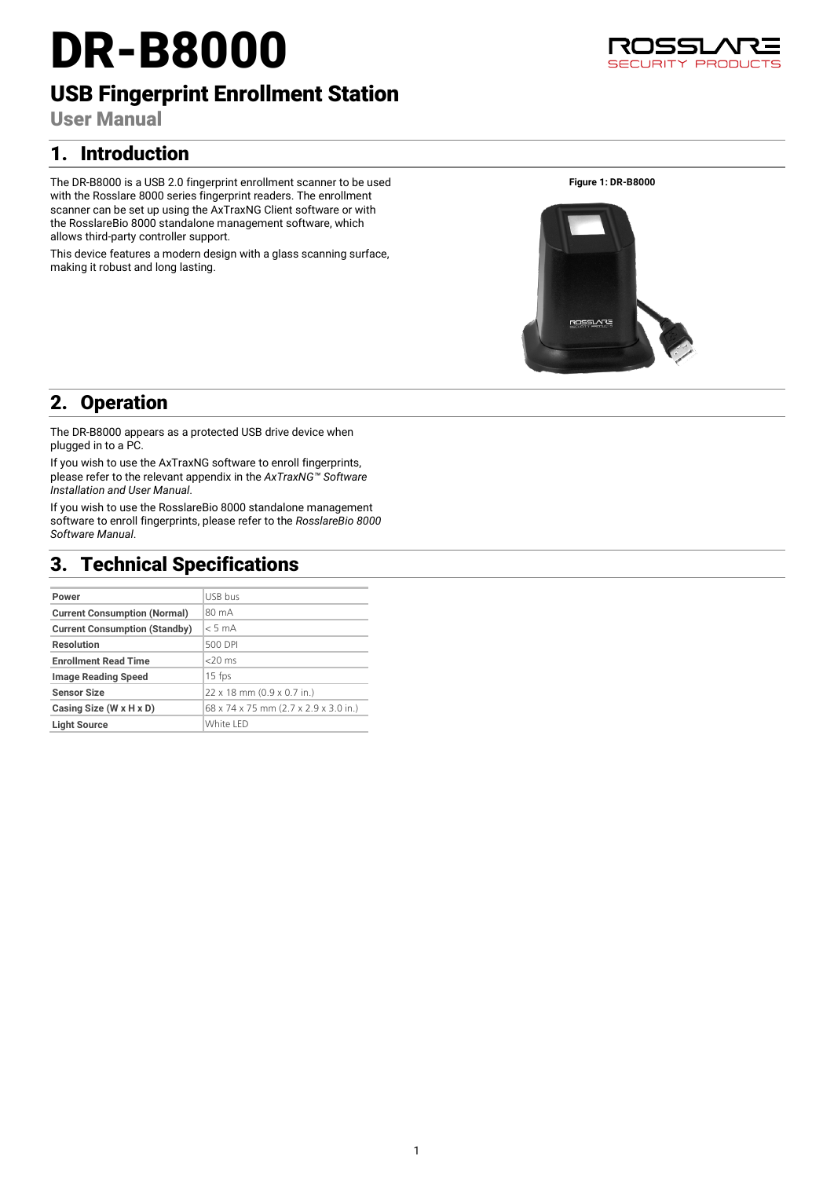# DR-B8000

## USB Fingerprint Enrollment Station

**User Manual**

## 1. Introduction

The DR-B8000 is a USB 2.0 fingerprint enrollment scanner to be used with the Rosslare 8000 series fingerprint readers. The enrollment scanner can be set up using the AxTraxNG Client software or with the RosslareBio 8000 standalone management software, which allows third-party controller support.

This device features a modern design with a glass scanning surface, making it robust and long lasting.

**Figure 1: DR-B8000**

## 2. Operation

The DR-B8000 appears as a protected USB drive device when plugged in to a PC.

If you wish to use the AxTraxNG software to enroll fingerprints, please refer to the relevant appendix in the *AxTraxNG™ Software Installation and User Manual*.

If you wish to use the RosslareBio 8000 standalone management software to enroll fingerprints, please refer to the *RosslareBio 8000 Software Manual*.

## 3. Technical Specifications

| | |
|---|---|
| **Power** | USB bus |
| **Current Consumption (Normal)** | 80 mA |
| **Current Consumption (Standby)** | < 5 mA |
| **Resolution** | 500 DPI |
| **Enrollment Read Time** | <20 ms |
| **Image Reading Speed** | 15 fps |
| **Sensor Size** | 22 x 18 mm (0.9 x 0.7 in.) |
| **Casing Size (W x H x D)** | 68 x 74 x 75 mm (2.7 x 2.9 x 3.0 in.) |
| **Light Source** | White LED |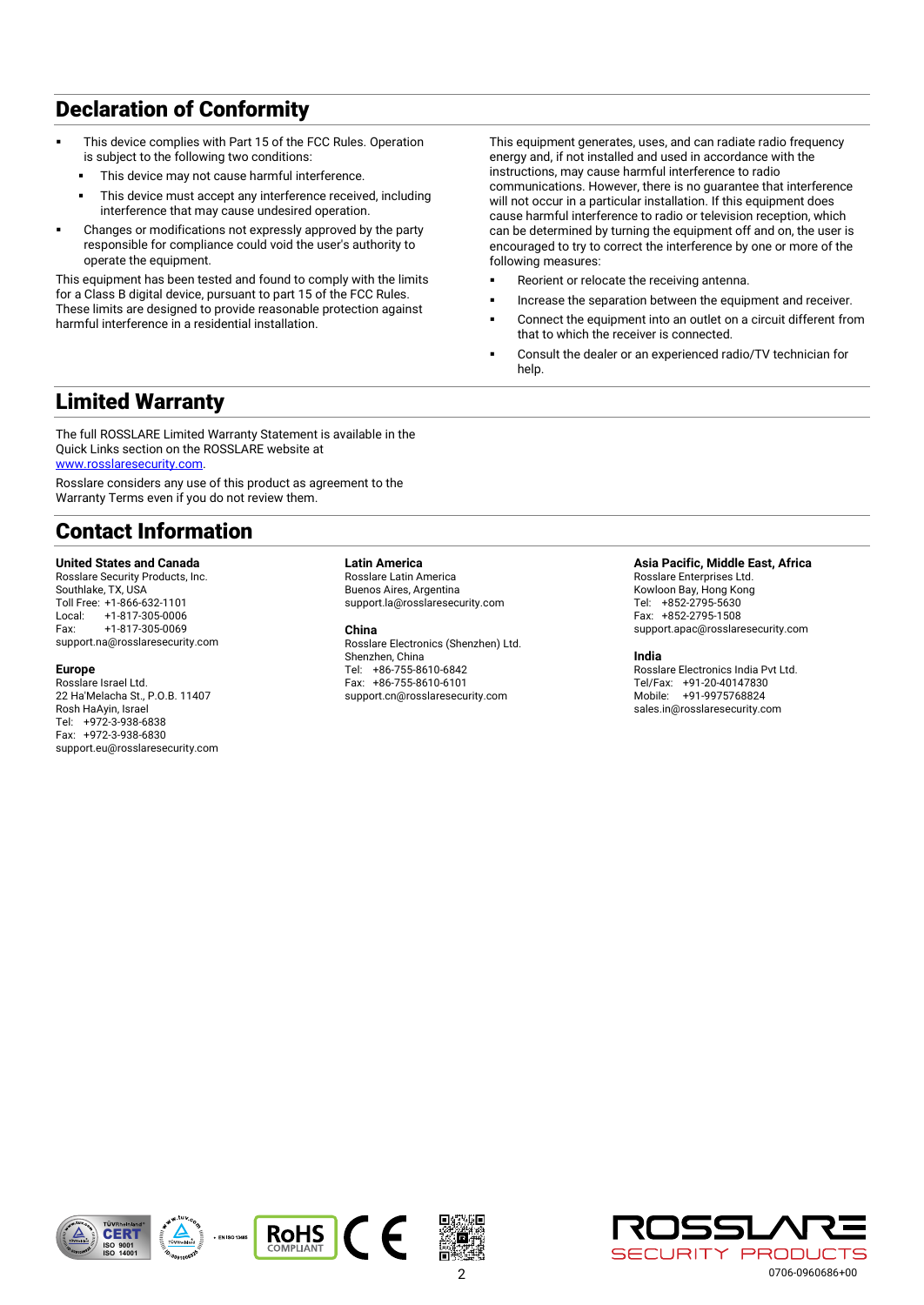## Declaration of Conformity

- This device complies with Part 15 of the FCC Rules. Operation is subject to the following two conditions:
  - This device may not cause harmful interference.
  - This device must accept any interference received, including interference that may cause undesired operation.
- Changes or modifications not expressly approved by the party responsible for compliance could void the user's authority to operate the equipment.

This equipment has been tested and found to comply with the limits for a Class B digital device, pursuant to part 15 of the FCC Rules. These limits are designed to provide reasonable protection against harmful interference in a residential installation.

This equipment generates, uses, and can radiate radio frequency energy and, if not installed and used in accordance with the instructions, may cause harmful interference to radio communications. However, there is no guarantee that interference will not occur in a particular installation. If this equipment does cause harmful interference to radio or television reception, which can be determined by turning the equipment off and on, the user is encouraged to try to correct the interference by one or more of the following measures:

- Reorient or relocate the receiving antenna.
- Increase the separation between the equipment and receiver.
- Connect the equipment into an outlet on a circuit different from that to which the receiver is connected.
- Consult the dealer or an experienced radio/TV technician for help.

## Limited Warranty

The full ROSSLARE Limited Warranty Statement is available in the Quick Links section on the ROSSLARE website at www.rosslaresecurity.com.

Rosslare considers any use of this product as agreement to the Warranty Terms even if you do not review them.

## Contact Information

**United States and Canada**
Rosslare Security Products, Inc.
Southlake, TX, USA
Toll Free: +1-866-632-1101
Local: +1-817-305-0006
Fax: +1-817-305-0069
support.na@rosslaresecurity.com

**Europe**
Rosslare Israel Ltd.
22 Ha'Melacha St., P.O.B. 11407
Rosh HaAyin, Israel
Tel: +972-3-938-6838
Fax: +972-3-938-6830
support.eu@rosslaresecurity.com

**Latin America**
Rosslare Latin America
Buenos Aires, Argentina
support.la@rosslaresecurity.com

**China**
Rosslare Electronics (Shenzhen) Ltd.
Shenzhen, China
Tel: +86-755-8610-6842
Fax: +86-755-8610-6101
support.cn@rosslaresecurity.com

**Asia Pacific, Middle East, Africa**
Rosslare Enterprises Ltd.
Kowloon Bay, Hong Kong
Tel: +852-2795-5630
Fax: +852-2795-1508
support.apac@rosslaresecurity.com

**India**
Rosslare Electronics India Pvt Ltd.
Tel/Fax: +91-20-40147830
Mobile: +91-9975768824
sales.in@rosslaresecurity.com

0706-0960686+00